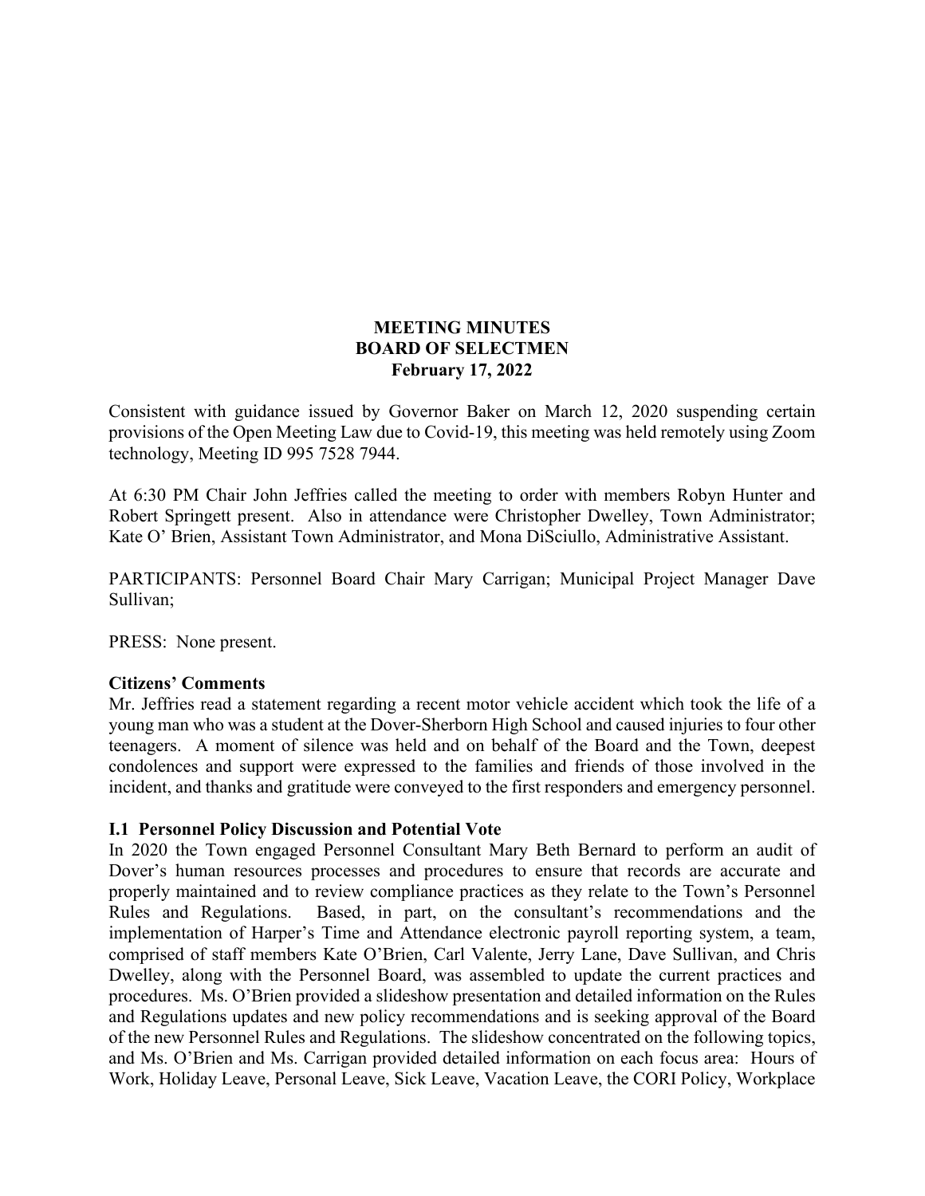# MEETING MINUTES
# BOARD OF SELECTMEN
## February 17, 2022

Consistent with guidance issued by Governor Baker on March 12, 2020 suspending certain provisions of the Open Meeting Law due to Covid-19, this meeting was held remotely using Zoom technology, Meeting ID 995 7528 7944.

At 6:30 PM Chair John Jeffries called the meeting to order with members Robyn Hunter and Robert Springett present. Also in attendance were Christopher Dwelley, Town Administrator; Kate O' Brien, Assistant Town Administrator, and Mona DiSciullo, Administrative Assistant.

PARTICIPANTS: Personnel Board Chair Mary Carrigan; Municipal Project Manager Dave Sullivan;

PRESS: None present.

**Citizens' Comments**

Mr. Jeffries read a statement regarding a recent motor vehicle accident which took the life of a young man who was a student at the Dover-Sherborn High School and caused injuries to four other teenagers. A moment of silence was held and on behalf of the Board and the Town, deepest condolences and support were expressed to the families and friends of those involved in the incident, and thanks and gratitude were conveyed to the first responders and emergency personnel.

**I.1 Personnel Policy Discussion and Potential Vote**

In 2020 the Town engaged Personnel Consultant Mary Beth Bernard to perform an audit of Dover's human resources processes and procedures to ensure that records are accurate and properly maintained and to review compliance practices as they relate to the Town's Personnel Rules and Regulations. Based, in part, on the consultant's recommendations and the implementation of Harper's Time and Attendance electronic payroll reporting system, a team, comprised of staff members Kate O'Brien, Carl Valente, Jerry Lane, Dave Sullivan, and Chris Dwelley, along with the Personnel Board, was assembled to update the current practices and procedures. Ms. O'Brien provided a slideshow presentation and detailed information on the Rules and Regulations updates and new policy recommendations and is seeking approval of the Board of the new Personnel Rules and Regulations. The slideshow concentrated on the following topics, and Ms. O'Brien and Ms. Carrigan provided detailed information on each focus area: Hours of Work, Holiday Leave, Personal Leave, Sick Leave, Vacation Leave, the CORI Policy, Workplace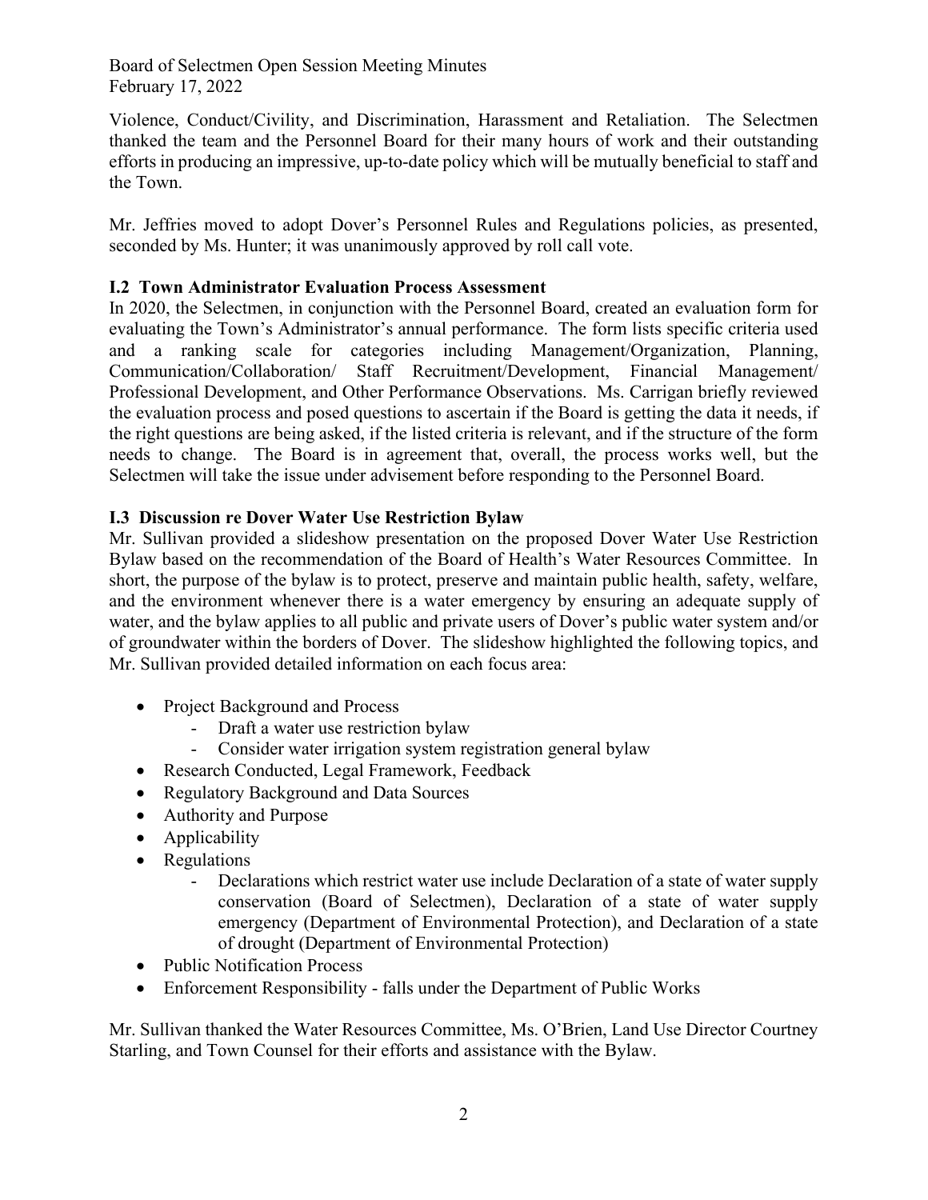Violence, Conduct/Civility, and Discrimination, Harassment and Retaliation. The Selectmen thanked the team and the Personnel Board for their many hours of work and their outstanding efforts in producing an impressive, up-to-date policy which will be mutually beneficial to staff and the Town.

Mr. Jeffries moved to adopt Dover's Personnel Rules and Regulations policies, as presented, seconded by Ms. Hunter; it was unanimously approved by roll call vote.

**I.2 Town Administrator Evaluation Process Assessment**

In 2020, the Selectmen, in conjunction with the Personnel Board, created an evaluation form for evaluating the Town's Administrator's annual performance. The form lists specific criteria used and a ranking scale for categories including Management/Organization, Planning, Communication/Collaboration/ Staff Recruitment/Development, Financial Management/ Professional Development, and Other Performance Observations. Ms. Carrigan briefly reviewed the evaluation process and posed questions to ascertain if the Board is getting the data it needs, if the right questions are being asked, if the listed criteria is relevant, and if the structure of the form needs to change. The Board is in agreement that, overall, the process works well, but the Selectmen will take the issue under advisement before responding to the Personnel Board.

**I.3 Discussion re Dover Water Use Restriction Bylaw**

Mr. Sullivan provided a slideshow presentation on the proposed Dover Water Use Restriction Bylaw based on the recommendation of the Board of Health's Water Resources Committee. In short, the purpose of the bylaw is to protect, preserve and maintain public health, safety, welfare, and the environment whenever there is a water emergency by ensuring an adequate supply of water, and the bylaw applies to all public and private users of Dover's public water system and/or of groundwater within the borders of Dover. The slideshow highlighted the following topics, and Mr. Sullivan provided detailed information on each focus area:

- Project Background and Process
  - Draft a water use restriction bylaw
  - Consider water irrigation system registration general bylaw
- Research Conducted, Legal Framework, Feedback
- Regulatory Background and Data Sources
- Authority and Purpose
- Applicability
- Regulations
  - Declarations which restrict water use include Declaration of a state of water supply conservation (Board of Selectmen), Declaration of a state of water supply emergency (Department of Environmental Protection), and Declaration of a state of drought (Department of Environmental Protection)
- Public Notification Process
- Enforcement Responsibility - falls under the Department of Public Works

Mr. Sullivan thanked the Water Resources Committee, Ms. O'Brien, Land Use Director Courtney Starling, and Town Counsel for their efforts and assistance with the Bylaw.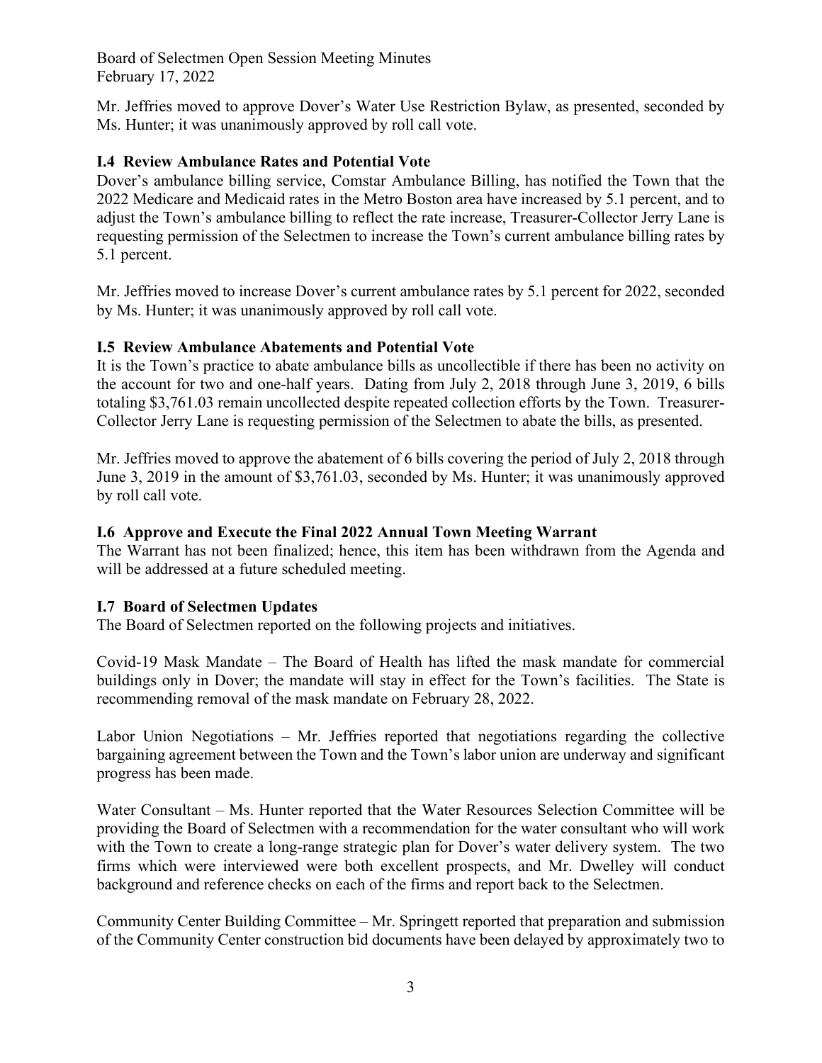Mr. Jeffries moved to approve Dover's Water Use Restriction Bylaw, as presented, seconded by Ms. Hunter; it was unanimously approved by roll call vote.

**I.4 Review Ambulance Rates and Potential Vote**

Dover's ambulance billing service, Comstar Ambulance Billing, has notified the Town that the 2022 Medicare and Medicaid rates in the Metro Boston area have increased by 5.1 percent, and to adjust the Town's ambulance billing to reflect the rate increase, Treasurer-Collector Jerry Lane is requesting permission of the Selectmen to increase the Town's current ambulance billing rates by 5.1 percent.

Mr. Jeffries moved to increase Dover's current ambulance rates by 5.1 percent for 2022, seconded by Ms. Hunter; it was unanimously approved by roll call vote.

**I.5 Review Ambulance Abatements and Potential Vote**

It is the Town's practice to abate ambulance bills as uncollectible if there has been no activity on the account for two and one-half years. Dating from July 2, 2018 through June 3, 2019, 6 bills totaling $3,761.03 remain uncollected despite repeated collection efforts by the Town. Treasurer-Collector Jerry Lane is requesting permission of the Selectmen to abate the bills, as presented.

Mr. Jeffries moved to approve the abatement of 6 bills covering the period of July 2, 2018 through June 3, 2019 in the amount of $3,761.03, seconded by Ms. Hunter; it was unanimously approved by roll call vote.

**I.6 Approve and Execute the Final 2022 Annual Town Meeting Warrant**

The Warrant has not been finalized; hence, this item has been withdrawn from the Agenda and will be addressed at a future scheduled meeting.

**I.7 Board of Selectmen Updates**

The Board of Selectmen reported on the following projects and initiatives.

Covid-19 Mask Mandate – The Board of Health has lifted the mask mandate for commercial buildings only in Dover; the mandate will stay in effect for the Town's facilities. The State is recommending removal of the mask mandate on February 28, 2022.

Labor Union Negotiations – Mr. Jeffries reported that negotiations regarding the collective bargaining agreement between the Town and the Town's labor union are underway and significant progress has been made.

Water Consultant – Ms. Hunter reported that the Water Resources Selection Committee will be providing the Board of Selectmen with a recommendation for the water consultant who will work with the Town to create a long-range strategic plan for Dover's water delivery system. The two firms which were interviewed were both excellent prospects, and Mr. Dwelley will conduct background and reference checks on each of the firms and report back to the Selectmen.

Community Center Building Committee – Mr. Springett reported that preparation and submission of the Community Center construction bid documents have been delayed by approximately two to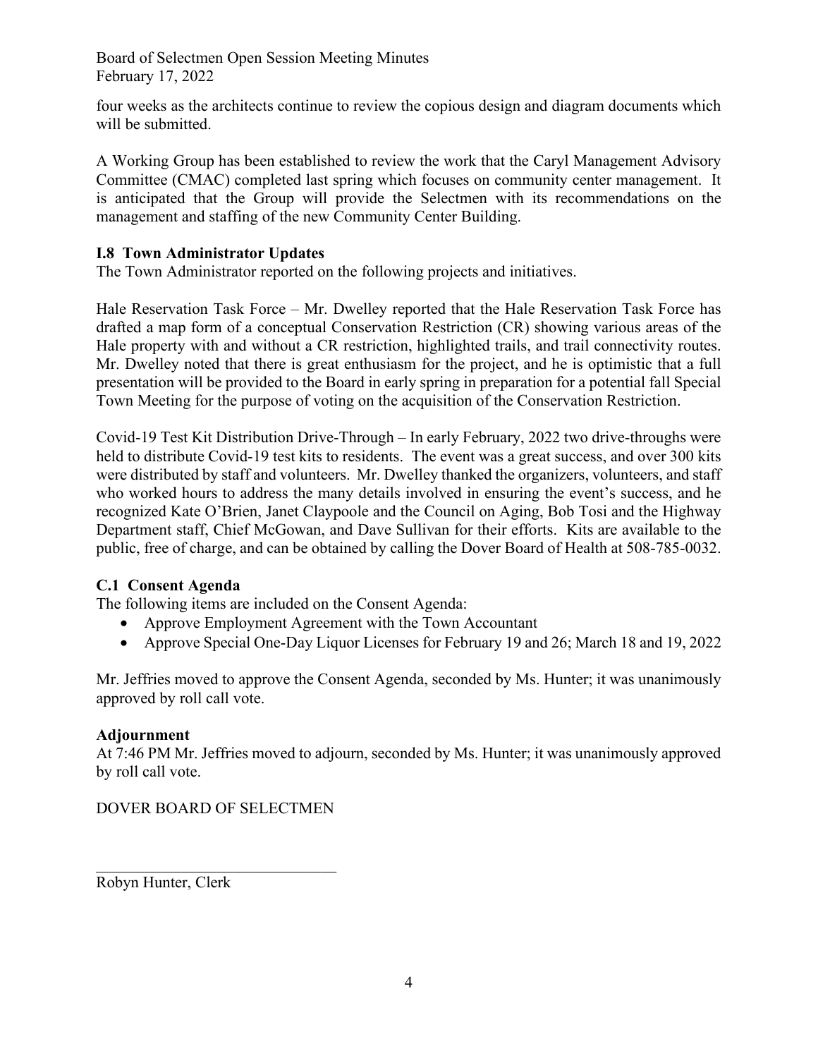four weeks as the architects continue to review the copious design and diagram documents which will be submitted.

A Working Group has been established to review the work that the Caryl Management Advisory Committee (CMAC) completed last spring which focuses on community center management. It is anticipated that the Group will provide the Selectmen with its recommendations on the management and staffing of the new Community Center Building.

**I.8 Town Administrator Updates**

The Town Administrator reported on the following projects and initiatives.

Hale Reservation Task Force – Mr. Dwelley reported that the Hale Reservation Task Force has drafted a map form of a conceptual Conservation Restriction (CR) showing various areas of the Hale property with and without a CR restriction, highlighted trails, and trail connectivity routes. Mr. Dwelley noted that there is great enthusiasm for the project, and he is optimistic that a full presentation will be provided to the Board in early spring in preparation for a potential fall Special Town Meeting for the purpose of voting on the acquisition of the Conservation Restriction.

Covid-19 Test Kit Distribution Drive-Through – In early February, 2022 two drive-throughs were held to distribute Covid-19 test kits to residents. The event was a great success, and over 300 kits were distributed by staff and volunteers. Mr. Dwelley thanked the organizers, volunteers, and staff who worked hours to address the many details involved in ensuring the event's success, and he recognized Kate O'Brien, Janet Claypoole and the Council on Aging, Bob Tosi and the Highway Department staff, Chief McGowan, and Dave Sullivan for their efforts. Kits are available to the public, free of charge, and can be obtained by calling the Dover Board of Health at 508-785-0032.

**C.1 Consent Agenda**

The following items are included on the Consent Agenda:

- Approve Employment Agreement with the Town Accountant
- Approve Special One-Day Liquor Licenses for February 19 and 26; March 18 and 19, 2022

Mr. Jeffries moved to approve the Consent Agenda, seconded by Ms. Hunter; it was unanimously approved by roll call vote.

**Adjournment**

At 7:46 PM Mr. Jeffries moved to adjourn, seconded by Ms. Hunter; it was unanimously approved by roll call vote.

DOVER BOARD OF SELECTMEN

\_\_\_\_\_\_\_\_\_\_\_\_\_\_\_\_\_\_\_\_\_\_\_\_\_\_\_\_\_\_\_

Robyn Hunter, Clerk